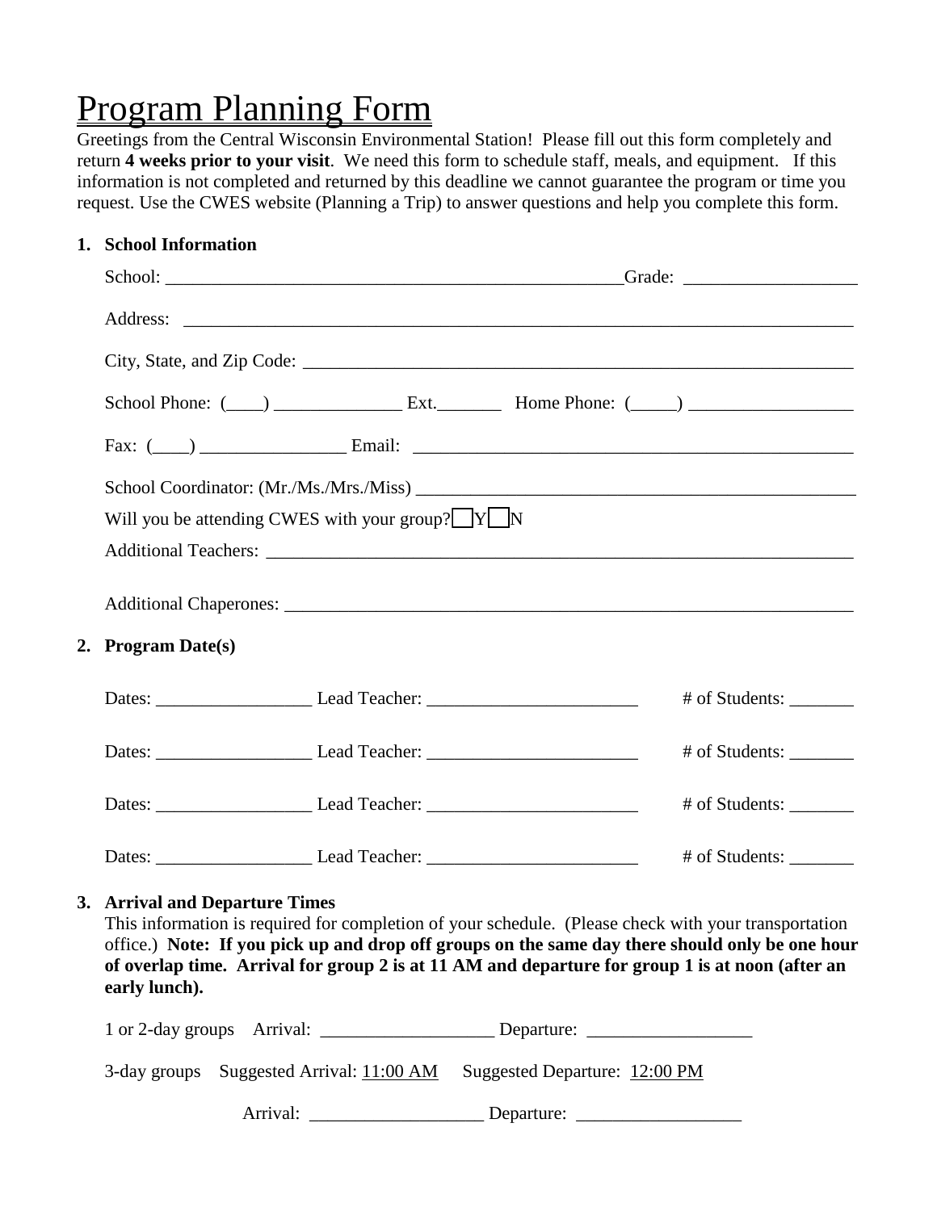# Program Planning Form

Greetings from the Central Wisconsin Environmental Station! Please fill out this form completely and return **4 weeks prior to your visit**. We need this form to schedule staff, meals, and equipment. If this information is not completed and returned by this deadline we cannot guarantee the program or time you request. Use the CWES website (Planning a Trip) to answer questions and help you complete this form.

1. **School Information**

   School: _____________________________________________________Grade: ___________________

   Address: ___________________________________________________________________________

   City, State, and Zip Code: ______________________________________________________________

   School Phone: (____) ______________ Ext._______ Home Phone: (_____) __________________

   Fax: (____) ________________ Email: __________________________________________________

   School Coordinator: (Mr./Ms./Mrs./Miss) _________________________________________________

   Will you be attending CWES with your group? ☐ Y ☐ N

   Additional Teachers: _________________________________________________________________

   Additional Chaperones: _______________________________________________________________

2. **Program Date(s)**

   Dates: _________________ Lead Teacher: _______________________ # of Students: _______

   Dates: _________________ Lead Teacher: _______________________ # of Students: _______

   Dates: _________________ Lead Teacher: _______________________ # of Students: _______

   Dates: _________________ Lead Teacher: _______________________ # of Students: _______

3. **Arrival and Departure Times**

   This information is required for completion of your schedule. (Please check with your transportation office.) **Note: If you pick up and drop off groups on the same day there should only be one hour of overlap time. Arrival for group 2 is at 11 AM and departure for group 1 is at noon (after an early lunch).**

   1 or 2-day groups Arrival: ___________________ Departure: __________________

   3-day groups Suggested Arrival: 11:00 AM Suggested Departure: 12:00 PM

   Arrival: ___________________ Departure: __________________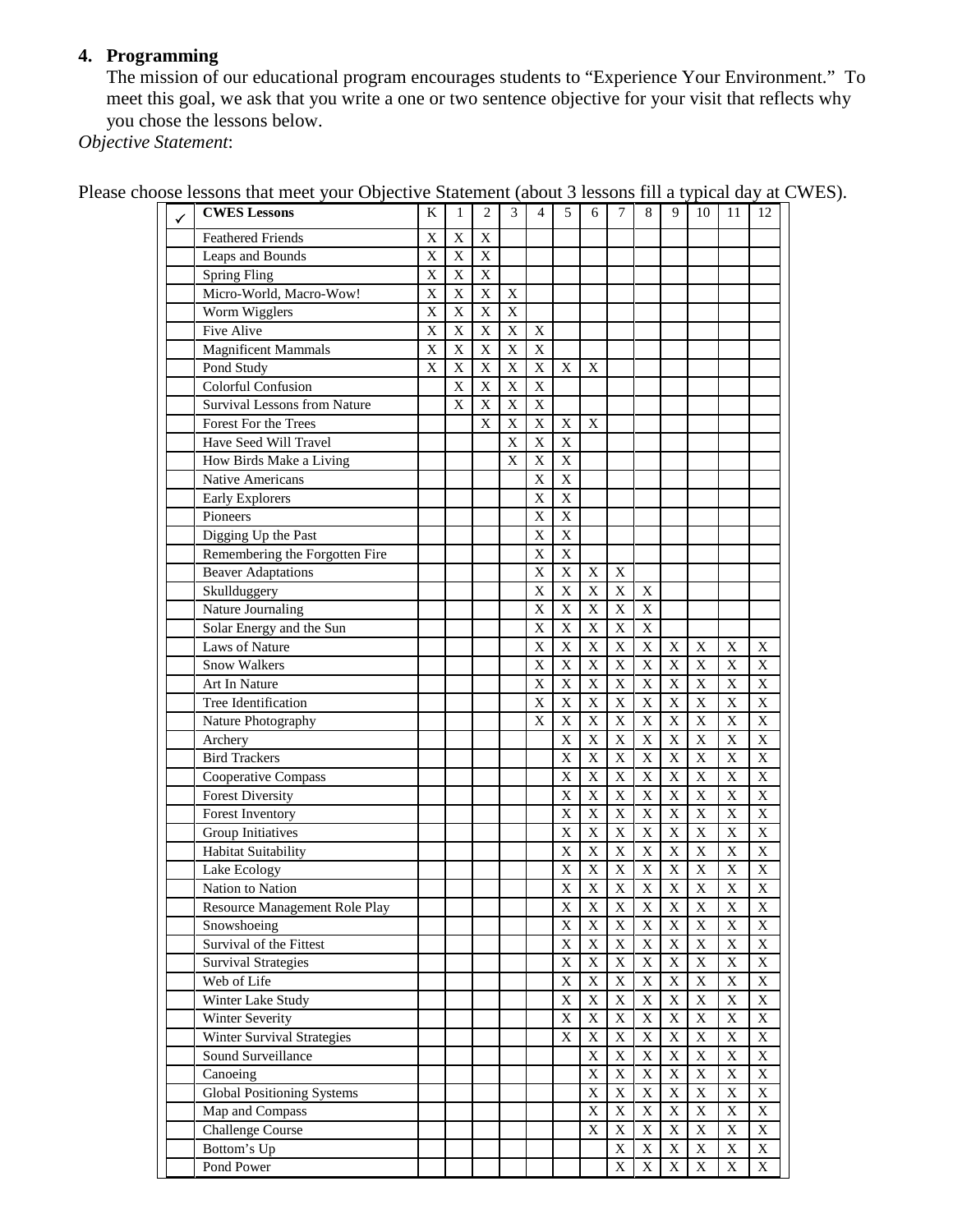## 4. Programming

The mission of our educational program encourages students to "Experience Your Environment." To meet this goal, we ask that you write a one or two sentence objective for your visit that reflects why you chose the lessons below.

*Objective Statement*:

Please choose lessons that meet your Objective Statement (about 3 lessons fill a typical day at CWES).

| ✓ | CWES Lessons | K | 1 | 2 | 3 | 4 | 5 | 6 | 7 | 8 | 9 | 10 | 11 | 12 |
|---|---|---|---|---|---|---|---|---|---|---|---|---|---|---|
| | Feathered Friends | X | X | X | | | | | | | | | | |
| | Leaps and Bounds | X | X | X | | | | | | | | | | |
| | Spring Fling | X | X | X | | | | | | | | | | |
| | Micro-World, Macro-Wow! | X | X | X | X | | | | | | | | | |
| | Worm Wigglers | X | X | X | X | | | | | | | | | |
| | Five Alive | X | X | X | X | X | | | | | | | | |
| | Magnificent Mammals | X | X | X | X | X | | | | | | | | |
| | Pond Study | X | X | X | X | X | X | X | | | | | | |
| | Colorful Confusion | | X | X | X | X | | | | | | | | |
| | Survival Lessons from Nature | | X | X | X | X | | | | | | | | |
| | Forest For the Trees | | | X | X | X | X | X | | | | | | |
| | Have Seed Will Travel | | | | X | X | X | | | | | | | |
| | How Birds Make a Living | | | | X | X | X | | | | | | | |
| | Native Americans | | | | | X | X | | | | | | | |
| | Early Explorers | | | | | X | X | | | | | | | |
| | Pioneers | | | | | X | X | | | | | | | |
| | Digging Up the Past | | | | | X | X | | | | | | | |
| | Remembering the Forgotten Fire | | | | | X | X | | | | | | | |
| | Beaver Adaptations | | | | | X | X | X | X | | | | | |
| | Skullduggery | | | | | X | X | X | X | X | | | | |
| | Nature Journaling | | | | | X | X | X | X | X | | | | |
| | Solar Energy and the Sun | | | | | X | X | X | X | X | | | | |
| | Laws of Nature | | | | | X | X | X | X | X | X | X | X | X |
| | Snow Walkers | | | | | X | X | X | X | X | X | X | X | X |
| | Art In Nature | | | | | X | X | X | X | X | X | X | X | X |
| | Tree Identification | | | | | X | X | X | X | X | X | X | X | X |
| | Nature Photography | | | | | X | X | X | X | X | X | X | X | X |
| | Archery | | | | | | X | X | X | X | X | X | X | X |
| | Bird Trackers | | | | | | X | X | X | X | X | X | X | X |
| | Cooperative Compass | | | | | | X | X | X | X | X | X | X | X |
| | Forest Diversity | | | | | | X | X | X | X | X | X | X | X |
| | Forest Inventory | | | | | | X | X | X | X | X | X | X | X |
| | Group Initiatives | | | | | | X | X | X | X | X | X | X | X |
| | Habitat Suitability | | | | | | X | X | X | X | X | X | X | X |
| | Lake Ecology | | | | | | X | X | X | X | X | X | X | X |
| | Nation to Nation | | | | | | X | X | X | X | X | X | X | X |
| | Resource Management Role Play | | | | | | X | X | X | X | X | X | X | X |
| | Snowshoeing | | | | | | X | X | X | X | X | X | X | X |
| | Survival of the Fittest | | | | | | X | X | X | X | X | X | X | X |
| | Survival Strategies | | | | | | X | X | X | X | X | X | X | X |
| | Web of Life | | | | | | X | X | X | X | X | X | X | X |
| | Winter Lake Study | | | | | | X | X | X | X | X | X | X | X |
| | Winter Severity | | | | | | X | X | X | X | X | X | X | X |
| | Winter Survival Strategies | | | | | | X | X | X | X | X | X | X | X |
| | Sound Surveillance | | | | | | | X | X | X | X | X | X | X |
| | Canoeing | | | | | | | X | X | X | X | X | X | X |
| | Global Positioning Systems | | | | | | | X | X | X | X | X | X | X |
| | Map and Compass | | | | | | | X | X | X | X | X | X | X |
| | Challenge Course | | | | | | | X | X | X | X | X | X | X |
| | Bottom's Up | | | | | | | | X | X | X | X | X | X |
| | Pond Power | | | | | | | | X | X | X | X | X | X |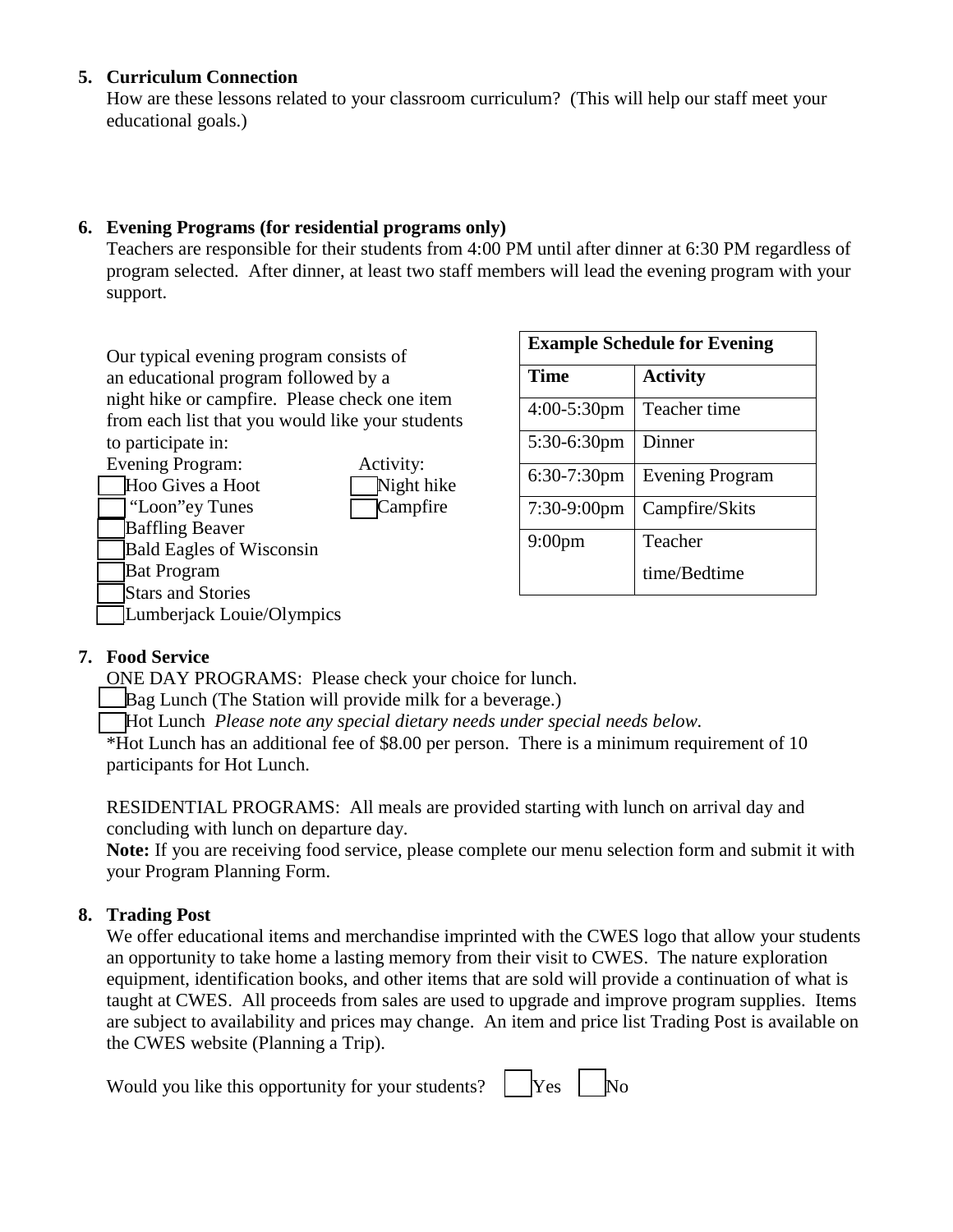5. **Curriculum Connection**

   How are these lessons related to your classroom curriculum? (This will help our staff meet your educational goals.)

6. **Evening Programs (for residential programs only)**

   Teachers are responsible for their students from 4:00 PM until after dinner at 6:30 PM regardless of program selected. After dinner, at least two staff members will lead the evening program with your support.

Our typical evening program consists of an educational program followed by a night hike or campfire. Please check one item from each list that you would like your students to participate in:

Evening Program:

- [ ] Hoo Gives a Hoot
- [ ] "Loon"ey Tunes
- [ ] Baffling Beaver
- [ ] Bald Eagles of Wisconsin
- [ ] Bat Program
- [ ] Stars and Stories
- [ ] Lumberjack Louie/Olympics

Activity:

- [ ] Night hike
- [ ] Campfire

| Example Schedule for Evening | |
|---|---|
| **Time** | **Activity** |
| 4:00-5:30pm | Teacher time |
| 5:30-6:30pm | Dinner |
| 6:30-7:30pm | Evening Program |
| 7:30-9:00pm | Campfire/Skits |
| 9:00pm | Teacher time/Bedtime |

7. **Food Service**

   ONE DAY PROGRAMS: Please check your choice for lunch.

   - [ ] Bag Lunch (The Station will provide milk for a beverage.)
   - [ ] Hot Lunch *Please note any special dietary needs under special needs below.*

   *Hot Lunch has an additional fee of $8.00 per person. There is a minimum requirement of 10 participants for Hot Lunch.

   RESIDENTIAL PROGRAMS: All meals are provided starting with lunch on arrival day and concluding with lunch on departure day.

   **Note:** If you are receiving food service, please complete our menu selection form and submit it with your Program Planning Form.

8. **Trading Post**

   We offer educational items and merchandise imprinted with the CWES logo that allow your students an opportunity to take home a lasting memory from their visit to CWES. The nature exploration equipment, identification books, and other items that are sold will provide a continuation of what is taught at CWES. All proceeds from sales are used to upgrade and improve program supplies. Items are subject to availability and prices may change. An item and price list Trading Post is available on the CWES website (Planning a Trip).

   Would you like this opportunity for your students? [ ] Yes [ ] No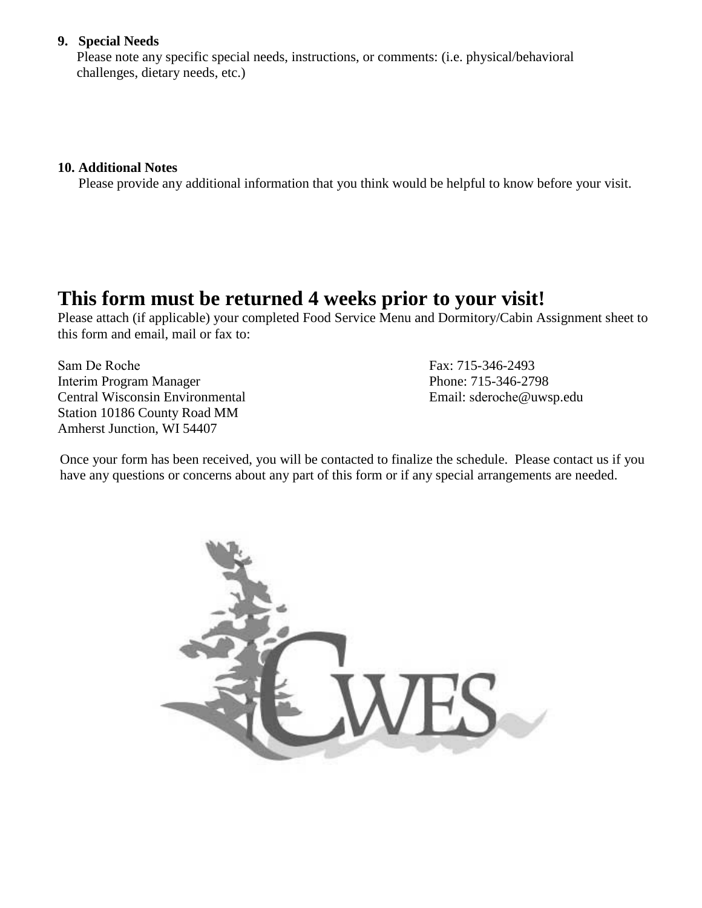**9. Special Needs**

Please note any specific special needs, instructions, or comments: (i.e. physical/behavioral challenges, dietary needs, etc.)

**10. Additional Notes**

Please provide any additional information that you think would be helpful to know before your visit.

# This form must be returned 4 weeks prior to your visit!

Please attach (if applicable) your completed Food Service Menu and Dormitory/Cabin Assignment sheet to this form and email, mail or fax to:

Sam De Roche
Interim Program Manager
Central Wisconsin Environmental
Station 10186 County Road MM
Amherst Junction, WI 54407

Fax: 715-346-2493
Phone: 715-346-2798
Email: sderoche@uwsp.edu

Once your form has been received, you will be contacted to finalize the schedule. Please contact us if you have any questions or concerns about any part of this form or if any special arrangements are needed.

CWES